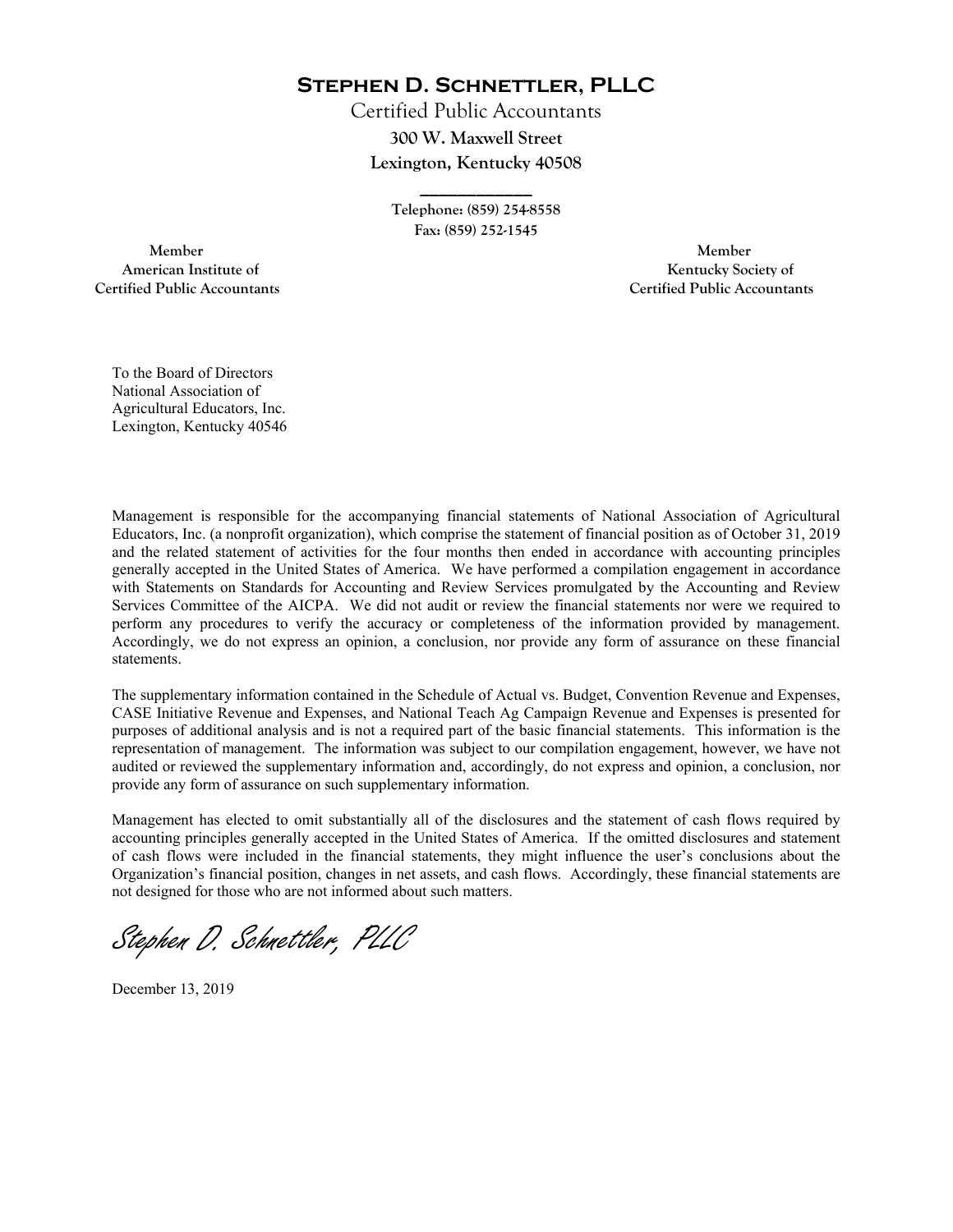# Stephen D. Schnettler, PLLC

Certified Public Accountants
**300 W. Maxwell Street**
**Lexington, Kentucky 40508**

---

**Telephone: (859) 254-8558**
**Fax: (859) 252-1545**

**Member**
**American Institute of**
**Certified Public Accountants**

**Member**
**Kentucky Society of**
**Certified Public Accountants**

To the Board of Directors
National Association of
Agricultural Educators, Inc.
Lexington, Kentucky 40546

Management is responsible for the accompanying financial statements of National Association of Agricultural Educators, Inc. (a nonprofit organization), which comprise the statement of financial position as of October 31, 2019 and the related statement of activities for the four months then ended in accordance with accounting principles generally accepted in the United States of America. We have performed a compilation engagement in accordance with Statements on Standards for Accounting and Review Services promulgated by the Accounting and Review Services Committee of the AICPA. We did not audit or review the financial statements nor were we required to perform any procedures to verify the accuracy or completeness of the information provided by management. Accordingly, we do not express an opinion, a conclusion, nor provide any form of assurance on these financial statements.

The supplementary information contained in the Schedule of Actual vs. Budget, Convention Revenue and Expenses, CASE Initiative Revenue and Expenses, and National Teach Ag Campaign Revenue and Expenses is presented for purposes of additional analysis and is not a required part of the basic financial statements. This information is the representation of management. The information was subject to our compilation engagement, however, we have not audited or reviewed the supplementary information and, accordingly, do not express and opinion, a conclusion, nor provide any form of assurance on such supplementary information.

Management has elected to omit substantially all of the disclosures and the statement of cash flows required by accounting principles generally accepted in the United States of America. If the omitted disclosures and statement of cash flows were included in the financial statements, they might influence the user's conclusions about the Organization's financial position, changes in net assets, and cash flows. Accordingly, these financial statements are not designed for those who are not informed about such matters.

*Stephen D. Schnettler, PLLC*

December 13, 2019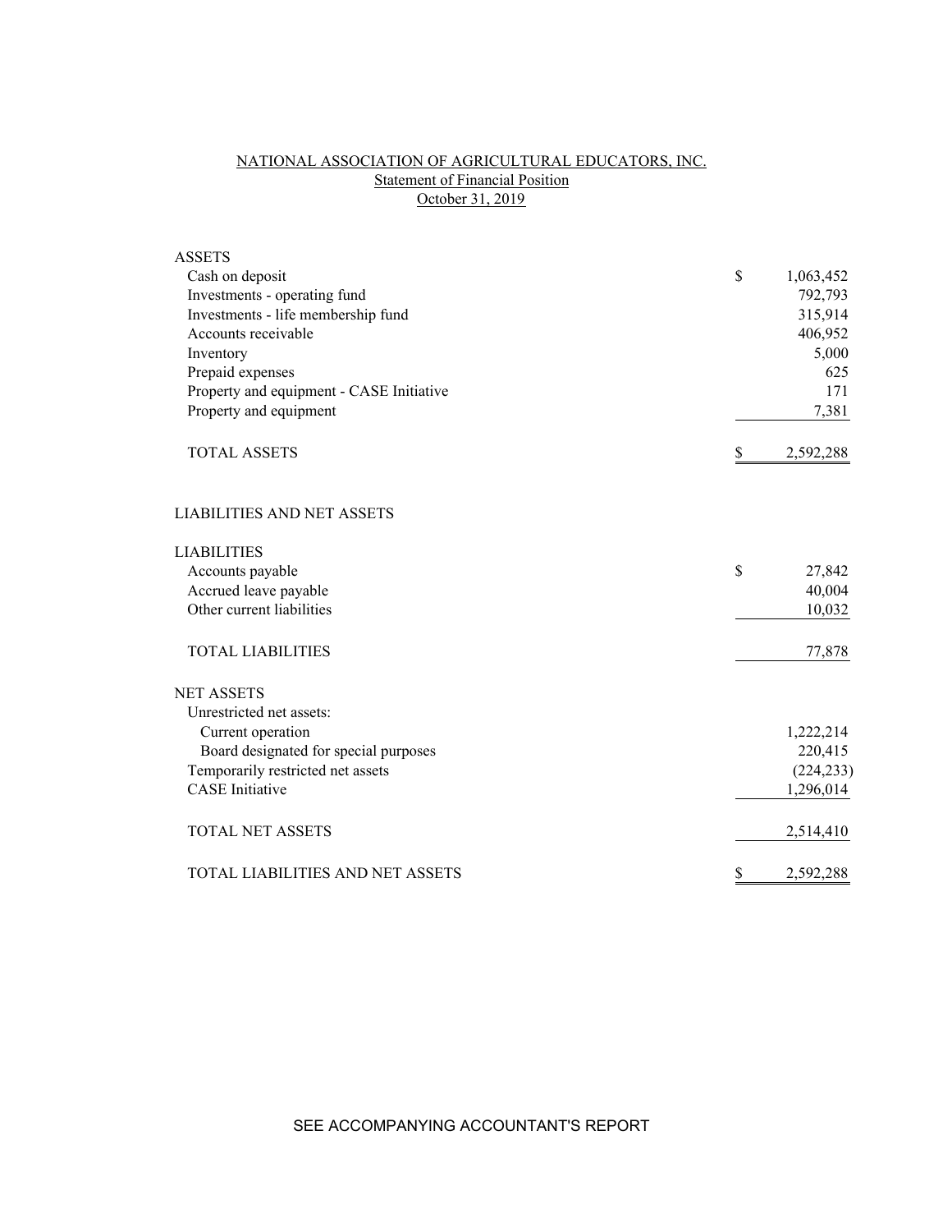# NATIONAL ASSOCIATION OF AGRICULTURAL EDUCATORS, INC.

## Statement of Financial Position

### October 31, 2019

| | |
|---|---|
| **ASSETS** | |
| Cash on deposit | $ 1,063,452 |
| Investments - operating fund | 792,793 |
| Investments - life membership fund | 315,914 |
| Accounts receivable | 406,952 |
| Inventory | 5,000 |
| Prepaid expenses | 625 |
| Property and equipment - CASE Initiative | 171 |
| Property and equipment | 7,381 |
| TOTAL ASSETS | $ 2,592,288 |
| | |
| **LIABILITIES AND NET ASSETS** | |
| | |
| **LIABILITIES** | |
| Accounts payable | $ 27,842 |
| Accrued leave payable | 40,004 |
| Other current liabilities | 10,032 |
| TOTAL LIABILITIES | 77,878 |
| | |
| **NET ASSETS** | |
| Unrestricted net assets: | |
| Current operation | 1,222,214 |
| Board designated for special purposes | 220,415 |
| Temporarily restricted net assets | (224,233) |
| CASE Initiative | 1,296,014 |
| TOTAL NET ASSETS | 2,514,410 |
| | |
| TOTAL LIABILITIES AND NET ASSETS | $ 2,592,288 |

SEE ACCOMPANYING ACCOUNTANT'S REPORT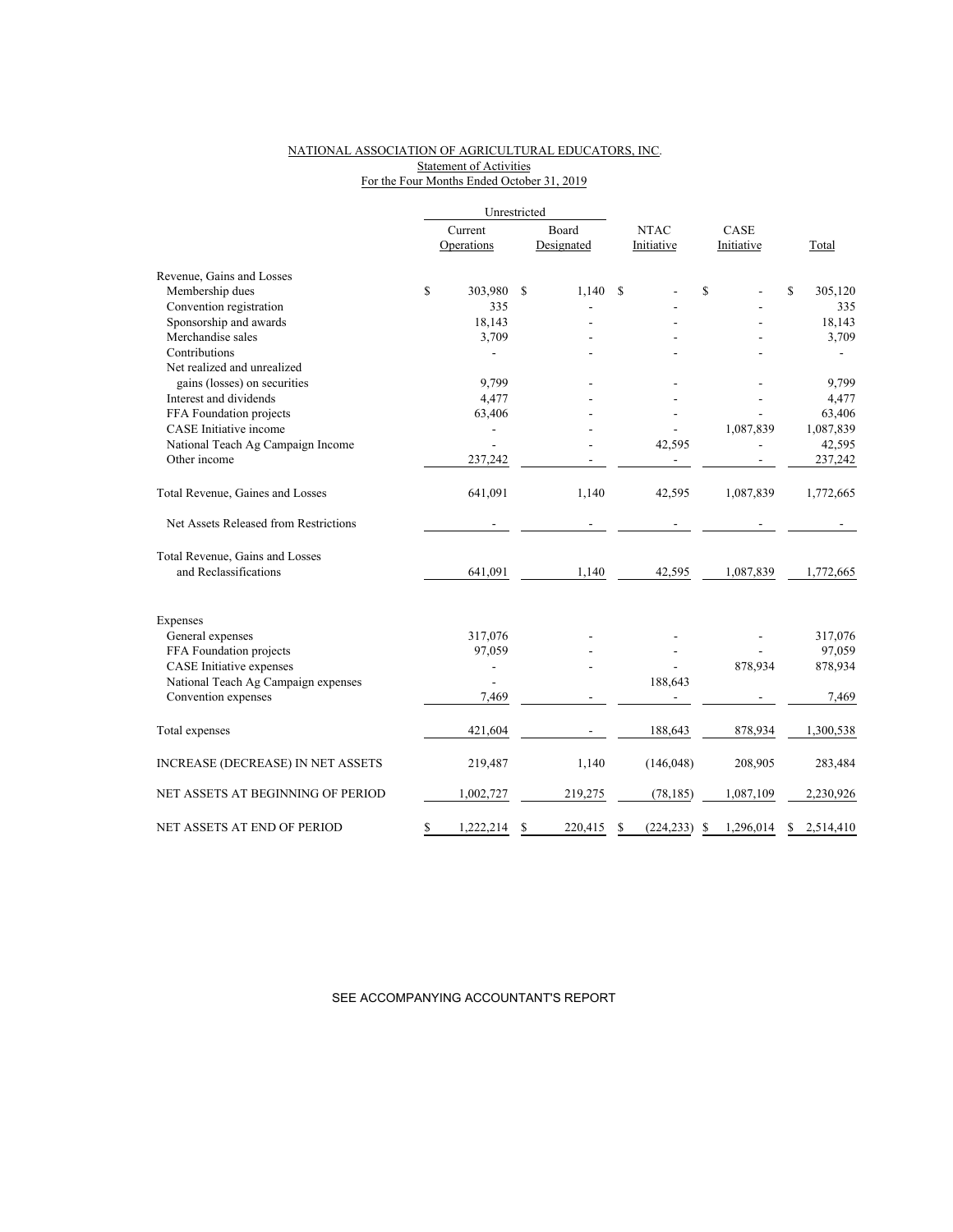NATIONAL ASSOCIATION OF AGRICULTURAL EDUCATORS, INC.
Statement of Activities
For the Four Months Ended October 31, 2019

| | Unrestricted | | | | |
|---|---|---|---|---|---|
| | Current Operations | Board Designated | NTAC Initiative | CASE Initiative | Total |
| Revenue, Gains and Losses | | | | | |
| Membership dues | $ 303,980 | $ 1,140 | $ - | $ - | $ 305,120 |
| Convention registration | 335 | - | - | - | 335 |
| Sponsorship and awards | 18,143 | - | - | - | 18,143 |
| Merchandise sales | 3,709 | - | - | - | 3,709 |
| Contributions | - | - | - | - | - |
| Net realized and unrealized gains (losses) on securities | 9,799 | - | - | - | 9,799 |
| Interest and dividends | 4,477 | - | - | - | 4,477 |
| FFA Foundation projects | 63,406 | - | - | - | 63,406 |
| CASE Initiative income | - | - | - | 1,087,839 | 1,087,839 |
| National Teach Ag Campaign Income | - | - | 42,595 | - | 42,595 |
| Other income | 237,242 | - | - | - | 237,242 |
| Total Revenue, Gaines and Losses | 641,091 | 1,140 | 42,595 | 1,087,839 | 1,772,665 |
| Net Assets Released from Restrictions | - | - | - | - | - |
| Total Revenue, Gains and Losses and Reclassifications | 641,091 | 1,140 | 42,595 | 1,087,839 | 1,772,665 |
| Expenses | | | | | |
| General expenses | 317,076 | - | - | - | 317,076 |
| FFA Foundation projects | 97,059 | - | - | - | 97,059 |
| CASE Initiative expenses | - | - | - | 878,934 | 878,934 |
| National Teach Ag Campaign expenses | - | | 188,643 | | |
| Convention expenses | 7,469 | - | - | - | 7,469 |
| Total expenses | 421,604 | - | 188,643 | 878,934 | 1,300,538 |
| INCREASE (DECREASE) IN NET ASSETS | 219,487 | 1,140 | (146,048) | 208,905 | 283,484 |
| NET ASSETS AT BEGINNING OF PERIOD | 1,002,727 | 219,275 | (78,185) | 1,087,109 | 2,230,926 |
| NET ASSETS AT END OF PERIOD | $ 1,222,214 | $ 220,415 | $ (224,233) | $ 1,296,014 | $ 2,514,410 |

SEE ACCOMPANYING ACCOUNTANT'S REPORT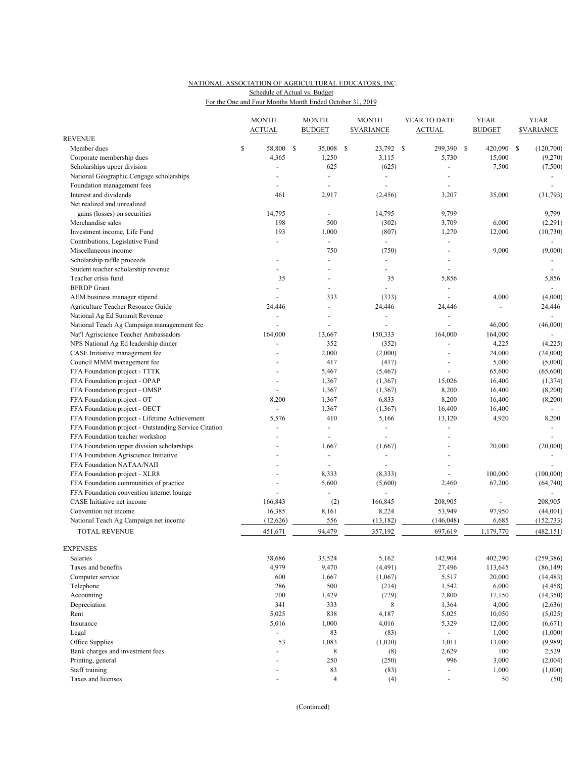NATIONAL ASSOCIATION OF AGRICULTURAL EDUCATORS, INC.

Schedule of Actual vs. Budget

For the One and Four Months Month Ended October 31, 2019

| | MONTH ACTUAL | MONTH BUDGET | MONTH $VARIANCE | YEAR TO DATE ACTUAL | YEAR BUDGET | YEAR $VARIANCE |
|---|---|---|---|---|---|---|
| **REVENUE** | | | | | | |
| Member dues | $ 58,800 | $ 35,008 | $ 23,792 | $ 299,390 | $ 420,090 | $ (120,700) |
| Corporate membership dues | 4,365 | 1,250 | 3,115 | 5,730 | 15,000 | (9,270) |
| Scholarships upper division | - | 625 | (625) | - | 7,500 | (7,500) |
| National Geographic Cengage scholarships | - | - | - | - | | - |
| Foundation management fees | - | - | - | - | | - |
| Interest and dividends | 461 | 2,917 | (2,456) | 3,207 | 35,000 | (31,793) |
| Net realized and unrealized gains (losses) on securities | 14,795 | - | 14,795 | 9,799 | | 9,799 |
| Merchandise sales | 198 | 500 | (302) | 3,709 | 6,000 | (2,291) |
| Investment income, Life Fund | 193 | 1,000 | (807) | 1,270 | 12,000 | (10,730) |
| Contributions, Legislative Fund | - | - | - | - | | - |
| Miscellaneous income | | 750 | (750) | - | 9,000 | (9,000) |
| Scholarship raffle proceeds | - | - | - | - | | - |
| Student teacher scholarship revenue | - | - | - | - | | - |
| Teacher crisis fund | 35 | - | 35 | 5,856 | | 5,856 |
| BFRDP Grant | - | - | - | - | | - |
| AEM business manager stipend | - | 333 | (333) | - | 4,000 | (4,000) |
| Agriculture Teacher Resource Guide | 24,446 | - | 24,446 | 24,446 | - | 24,446 |
| National Ag Ed Summit Revenue | - | - | - | - | | - |
| National Teach Ag Campaign managenment fee | - | - | - | - | 46,000 | (46,000) |
| Nat'l Agriscience Teacher Ambassadors | 164,000 | 13,667 | 150,333 | 164,000 | 164,000 | - |
| NPS National Ag Ed leadership dinner | - | 352 | (352) | - | 4,225 | (4,225) |
| CASE Initiative management fee | - | 2,000 | (2,000) | - | 24,000 | (24,000) |
| Council MMM management fee | - | 417 | (417) | - | 5,000 | (5,000) |
| FFA Foundation project - TTTK | - | 5,467 | (5,467) | - | 65,600 | (65,600) |
| FFA Foundation project - OPAP | - | 1,367 | (1,367) | 15,026 | 16,400 | (1,374) |
| FFA Foundation project - OMSP | - | 1,367 | (1,367) | 8,200 | 16,400 | (8,200) |
| FFA Foundation project - OT | 8,200 | 1,367 | 6,833 | 8,200 | 16,400 | (8,200) |
| FFA Foundation project - OECT | - | 1,367 | (1,367) | 16,400 | 16,400 | - |
| FFA Foundation project - Lifetime Achievement | 5,576 | 410 | 5,166 | 13,120 | 4,920 | 8,200 |
| FFA Foundation project - Outstanding Service Citation | - | - | - | - | | - |
| FFA Foundation teacher workshop | - | - | - | - | | - |
| FFA Foundation upper division scholarships | - | 1,667 | (1,667) | - | 20,000 | (20,000) |
| FFA Foundation Agriscience Initiative | - | - | - | - | | - |
| FFA Foundation NATAA/NAII | - | - | - | - | | - |
| FFA Foundation project - XLR8 | - | 8,333 | (8,333) | - | 100,000 | (100,000) |
| FFA Foundation communities of practice | - | 5,600 | (5,600) | 2,460 | 67,200 | (64,740) |
| FFA Foundation convention internet lounge | - | - | - | - | | - |
| CASE Initiative net income | 166,843 | (2) | 166,845 | 208,905 | - | 208,905 |
| Convention net income | 16,385 | 8,161 | 8,224 | 53,949 | 97,950 | (44,001) |
| National Teach Ag Campaign net income | (12,626) | 556 | (13,182) | (146,048) | 6,685 | (152,733) |
| TOTAL REVENUE | 451,671 | 94,479 | 357,192 | 697,619 | 1,179,770 | (482,151) |
| **EXPENSES** | | | | | | |
| Salaries | 38,686 | 33,524 | 5,162 | 142,904 | 402,290 | (259,386) |
| Taxes and benefits | 4,979 | 9,470 | (4,491) | 27,496 | 113,645 | (86,149) |
| Computer service | 600 | 1,667 | (1,067) | 5,517 | 20,000 | (14,483) |
| Telephone | 286 | 500 | (214) | 1,542 | 6,000 | (4,458) |
| Accounting | 700 | 1,429 | (729) | 2,800 | 17,150 | (14,350) |
| Depreciation | 341 | 333 | 8 | 1,364 | 4,000 | (2,636) |
| Rent | 5,025 | 838 | 4,187 | 5,025 | 10,050 | (5,025) |
| Insurance | 5,016 | 1,000 | 4,016 | 5,329 | 12,000 | (6,671) |
| Legal | - | 83 | (83) | - | 1,000 | (1,000) |
| Office Supplies | 53 | 1,083 | (1,030) | 3,011 | 13,000 | (9,989) |
| Bank charges and investment fees | - | 8 | (8) | 2,629 | 100 | 2,529 |
| Printing, general | - | 250 | (250) | 996 | 3,000 | (2,004) |
| Staff training | - | 83 | (83) | - | 1,000 | (1,000) |
| Taxes and licenses | - | 4 | (4) | - | 50 | (50) |

(Continued)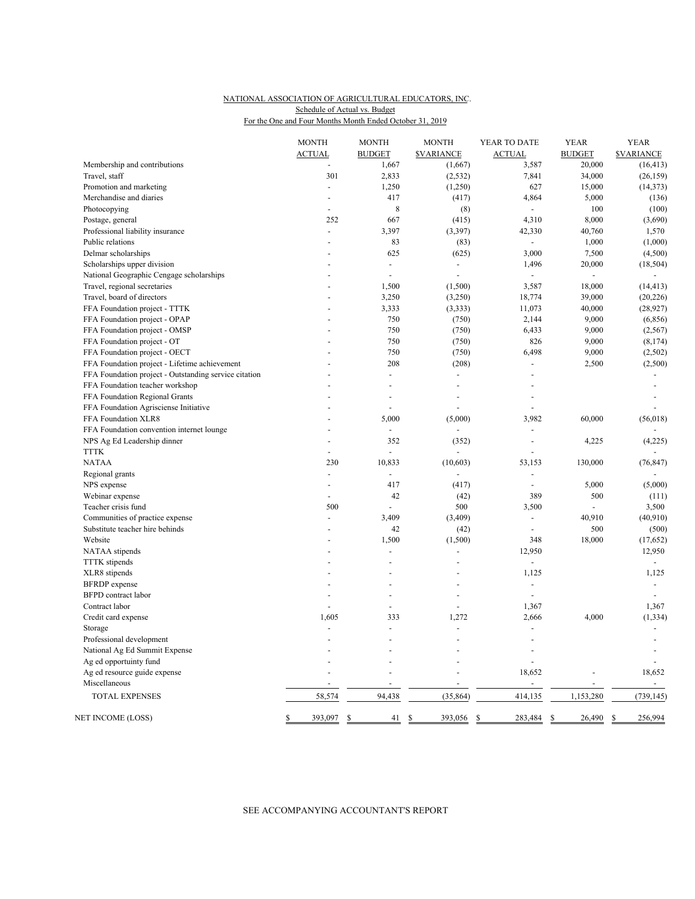NATIONAL ASSOCIATION OF AGRICULTURAL EDUCATORS, INC.
Schedule of Actual vs. Budget
For the One and Four Months Month Ended October 31, 2019

| | MONTH ACTUAL | MONTH BUDGET | MONTH $VARIANCE | YEAR TO DATE ACTUAL | YEAR BUDGET | YEAR $VARIANCE |
|---|---|---|---|---|---|---|
| Membership and contributions | - | 1,667 | (1,667) | 3,587 | 20,000 | (16,413) |
| Travel, staff | 301 | 2,833 | (2,532) | 7,841 | 34,000 | (26,159) |
| Promotion and marketing | - | 1,250 | (1,250) | 627 | 15,000 | (14,373) |
| Merchandise and diaries | - | 417 | (417) | 4,864 | 5,000 | (136) |
| Photocopying | - | 8 | (8) | - | 100 | (100) |
| Postage, general | 252 | 667 | (415) | 4,310 | 8,000 | (3,690) |
| Professional liability insurance | - | 3,397 | (3,397) | 42,330 | 40,760 | 1,570 |
| Public relations | - | 83 | (83) | - | 1,000 | (1,000) |
| Delmar scholarships | - | 625 | (625) | 3,000 | 7,500 | (4,500) |
| Scholarships upper division | - | - | - | 1,496 | 20,000 | (18,504) |
| National Geographic Cengage scholarships | - | - | - | - | - | - |
| Travel, regional secretaries | - | 1,500 | (1,500) | 3,587 | 18,000 | (14,413) |
| Travel, board of directors | - | 3,250 | (3,250) | 18,774 | 39,000 | (20,226) |
| FFA Foundation project - TTTK | - | 3,333 | (3,333) | 11,073 | 40,000 | (28,927) |
| FFA Foundation project - OPAP | - | 750 | (750) | 2,144 | 9,000 | (6,856) |
| FFA Foundation project - OMSP | - | 750 | (750) | 6,433 | 9,000 | (2,567) |
| FFA Foundation project - OT | - | 750 | (750) | 826 | 9,000 | (8,174) |
| FFA Foundation project - OECT | - | 750 | (750) | 6,498 | 9,000 | (2,502) |
| FFA Foundation project - Lifetime achievement | - | 208 | (208) | - | 2,500 | (2,500) |
| FFA Foundation project - Outstanding service citation | - | - | - | - | | - |
| FFA Foundation teacher workshop | - | - | - | - | | - |
| FFA Foundation Regional Grants | - | - | - | - | | - |
| FFA Foundation Agrisciense Initiative | - | - | - | - | | - |
| FFA Foundation XLR8 | - | 5,000 | (5,000) | 3,982 | 60,000 | (56,018) |
| FFA Foundation convention internet lounge | - | - | - | - | | - |
| NPS Ag Ed Leadership dinner | - | 352 | (352) | - | 4,225 | (4,225) |
| TTTK | - | - | - | - | | - |
| NATAA | 230 | 10,833 | (10,603) | 53,153 | 130,000 | (76,847) |
| Regional grants | - | - | - | - | | - |
| NPS expense | - | 417 | (417) | - | 5,000 | (5,000) |
| Webinar expense | - | 42 | (42) | 389 | 500 | (111) |
| Teacher crisis fund | 500 | - | 500 | 3,500 | - | 3,500 |
| Communities of practice expense | - | 3,409 | (3,409) | - | 40,910 | (40,910) |
| Substitute teacher hire behinds | - | 42 | (42) | - | 500 | (500) |
| Website | - | 1,500 | (1,500) | 348 | 18,000 | (17,652) |
| NATAA stipends | - | - | - | 12,950 | | 12,950 |
| TTTK stipends | - | - | - | - | | - |
| XLR8 stipends | - | - | - | 1,125 | | 1,125 |
| BFRDP expense | - | - | - | - | | - |
| BFPD contract labor | - | - | - | - | | - |
| Contract labor | - | - | - | 1,367 | | 1,367 |
| Credit card expense | 1,605 | 333 | 1,272 | 2,666 | 4,000 | (1,334) |
| Storage | - | - | - | - | | - |
| Professional development | - | - | - | - | | - |
| National Ag Ed Summit Expense | - | - | - | - | | - |
| Ag ed opportuinty fund | - | - | - | - | | - |
| Ag ed resource guide expense | - | - | - | 18,652 | - | 18,652 |
| Miscellaneous | - | - | - | - | - | - |
| TOTAL EXPENSES | 58,574 | 94,438 | (35,864) | 414,135 | 1,153,280 | (739,145) |
| NET INCOME (LOSS) | $ 393,097 | $ 41 | $ 393,056 | $ 283,484 | $ 26,490 | $ 256,994 |

SEE ACCOMPANYING ACCOUNTANT'S REPORT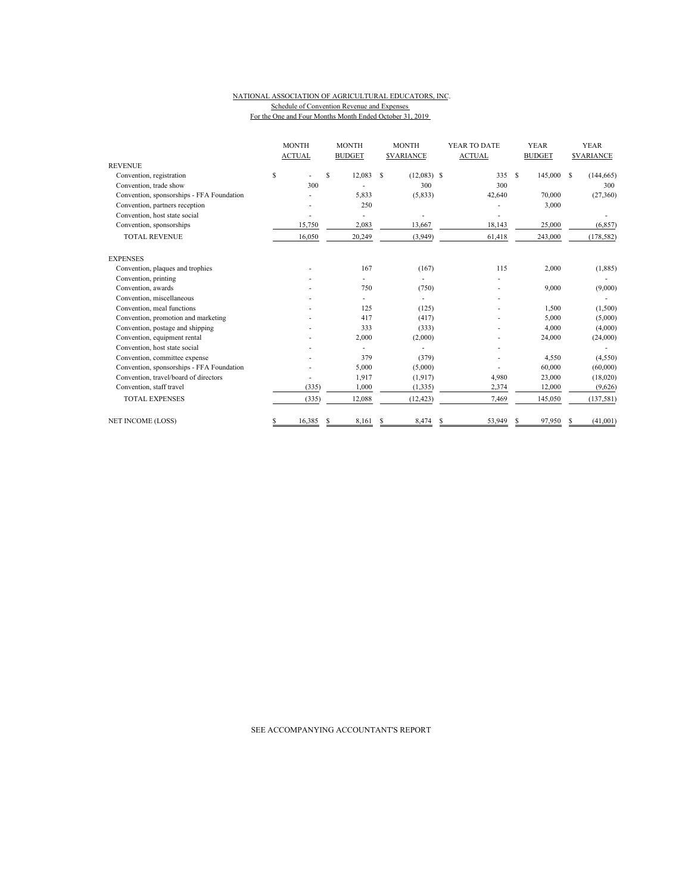NATIONAL ASSOCIATION OF AGRICULTURAL EDUCATORS, INC.
Schedule of Convention Revenue and Expenses
For the One and Four Months Month Ended October 31, 2019

| | MONTH ACTUAL | MONTH BUDGET | MONTH $VARIANCE | YEAR TO DATE ACTUAL | YEAR BUDGET | YEAR $VARIANCE |
|---|---|---|---|---|---|---|
| REVENUE | | | | | | |
| Convention, registration | $ - | $ 12,083 | $ (12,083) | $ 335 | $ 145,000 | $ (144,665) |
| Convention, trade show | 300 | - | 300 | 300 | | 300 |
| Convention, sponsorships - FFA Foundation | - | 5,833 | (5,833) | 42,640 | 70,000 | (27,360) |
| Convention, partners reception | - | 250 | | - | 3,000 | |
| Convention, host state social | - | - | - | - | | - |
| Convention, sponsorships | 15,750 | 2,083 | 13,667 | 18,143 | 25,000 | (6,857) |
| TOTAL REVENUE | 16,050 | 20,249 | (3,949) | 61,418 | 243,000 | (178,582) |
| EXPENSES | | | | | | |
| Convention, plaques and trophies | - | 167 | (167) | 115 | 2,000 | (1,885) |
| Convention, printing | - | - | - | - | | - |
| Convention, awards | - | 750 | (750) | - | 9,000 | (9,000) |
| Convention, miscellaneous | - | - | - | - | | - |
| Convention, meal functions | - | 125 | (125) | - | 1,500 | (1,500) |
| Convention, promotion and marketing | - | 417 | (417) | - | 5,000 | (5,000) |
| Convention, postage and shipping | - | 333 | (333) | - | 4,000 | (4,000) |
| Convention, equipment rental | - | 2,000 | (2,000) | - | 24,000 | (24,000) |
| Convention, host state social | - | - | - | - | | - |
| Convention, committee expense | - | 379 | (379) | - | 4,550 | (4,550) |
| Convention, sponsorships - FFA Foundation | - | 5,000 | (5,000) | - | 60,000 | (60,000) |
| Convention, travel/board of directors | - | 1,917 | (1,917) | 4,980 | 23,000 | (18,020) |
| Convention, staff travel | (335) | 1,000 | (1,335) | 2,374 | 12,000 | (9,626) |
| TOTAL EXPENSES | (335) | 12,088 | (12,423) | 7,469 | 145,050 | (137,581) |
| NET INCOME (LOSS) | $ 16,385 | $ 8,161 | $ 8,474 | $ 53,949 | $ 97,950 | $ (41,001) |

SEE ACCOMPANYING ACCOUNTANT'S REPORT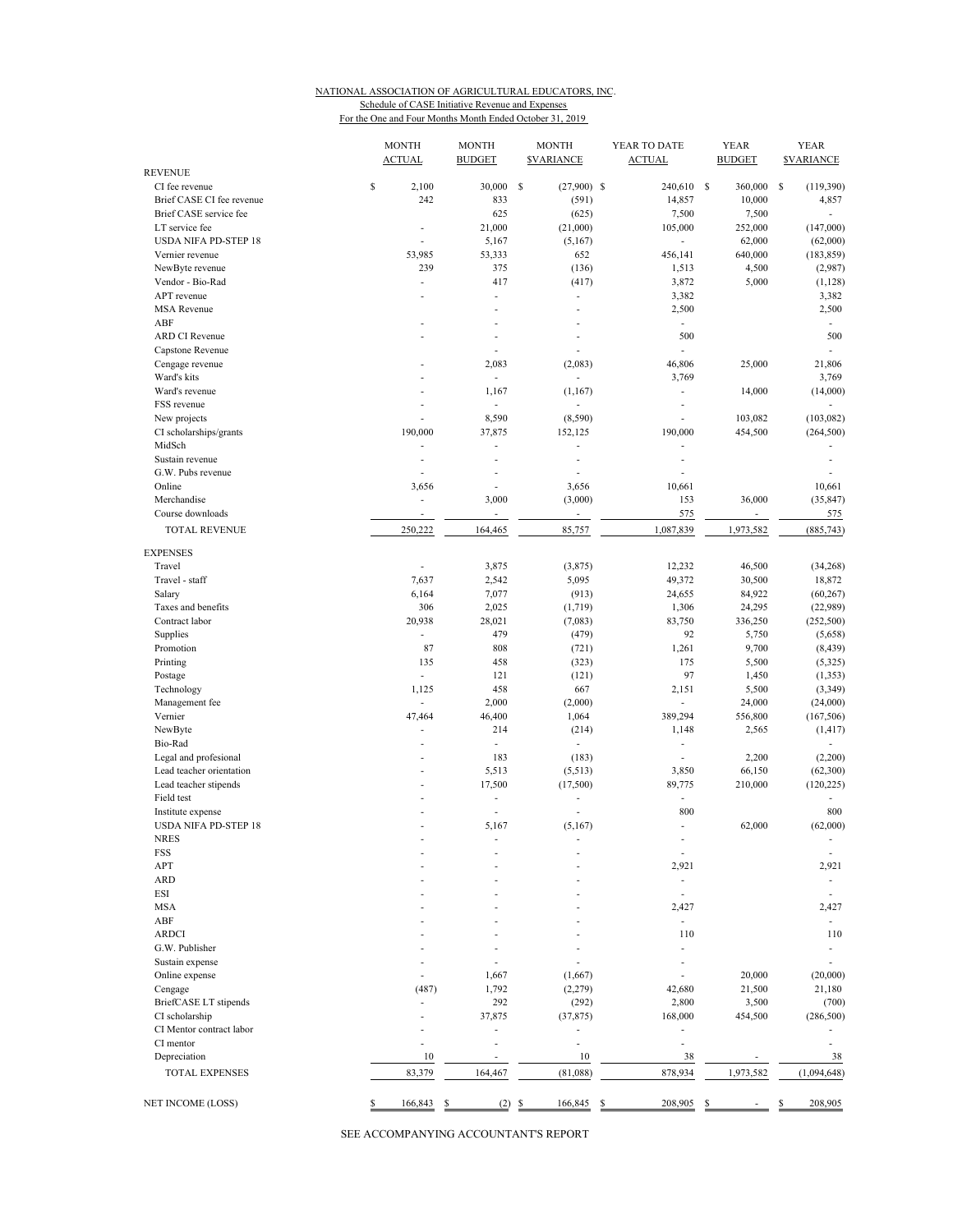NATIONAL ASSOCIATION OF AGRICULTURAL EDUCATORS, INC.
Schedule of CASE Initiative Revenue and Expenses
For the One and Four Months Month Ended October 31, 2019

| | MONTH ACTUAL | MONTH BUDGET | MONTH $VARIANCE | YEAR TO DATE ACTUAL | YEAR BUDGET | YEAR $VARIANCE |
|---|---|---|---|---|---|---|
| REVENUE | | | | | | |
| CI fee revenue | $ 2,100 | 30,000 | $ (27,900) | $ 240,610 | $ 360,000 | $ (119,390) |
| Brief CASE CI fee revenue | 242 | 833 | (591) | 14,857 | 10,000 | 4,857 |
| Brief CASE service fee | | 625 | (625) | 7,500 | 7,500 | - |
| LT service fee | - | 21,000 | (21,000) | 105,000 | 252,000 | (147,000) |
| USDA NIFA PD-STEP 18 | - | 5,167 | (5,167) | - | 62,000 | (62,000) |
| Vernier revenue | 53,985 | 53,333 | 652 | 456,141 | 640,000 | (183,859) |
| NewByte revenue | 239 | 375 | (136) | 1,513 | 4,500 | (2,987) |
| Vendor - Bio-Rad | - | 417 | (417) | 3,872 | 5,000 | (1,128) |
| APT revenue | - | - | - | 3,382 | | 3,382 |
| MSA Revenue | | - | - | 2,500 | | 2,500 |
| ABF | - | - | - | - | | - |
| ARD CI Revenue | - | - | - | 500 | | 500 |
| Capstone Revenue | | - | - | - | | - |
| Cengage revenue | - | 2,083 | (2,083) | 46,806 | 25,000 | 21,806 |
| Ward's kits | - | - | - | 3,769 | | 3,769 |
| Ward's revenue | - | 1,167 | (1,167) | - | 14,000 | (14,000) |
| FSS revenue | - | - | - | - | | - |
| New projects | - | 8,590 | (8,590) | - | 103,082 | (103,082) |
| CI scholarships/grants | 190,000 | 37,875 | 152,125 | 190,000 | 454,500 | (264,500) |
| MidSch | - | - | - | - | | - |
| Sustain revenue | - | - | - | - | | - |
| G.W. Pubs revenue | - | - | - | - | | - |
| Online | 3,656 | - | 3,656 | 10,661 | | 10,661 |
| Merchandise | - | 3,000 | (3,000) | 153 | 36,000 | (35,847) |
| Course downloads | - | - | - | 575 | - | 575 |
| TOTAL REVENUE | 250,222 | 164,465 | 85,757 | 1,087,839 | 1,973,582 | (885,743) |
| EXPENSES | | | | | | |
| Travel | - | 3,875 | (3,875) | 12,232 | 46,500 | (34,268) |
| Travel - staff | 7,637 | 2,542 | 5,095 | 49,372 | 30,500 | 18,872 |
| Salary | 6,164 | 7,077 | (913) | 24,655 | 84,922 | (60,267) |
| Taxes and benefits | 306 | 2,025 | (1,719) | 1,306 | 24,295 | (22,989) |
| Contract labor | 20,938 | 28,021 | (7,083) | 83,750 | 336,250 | (252,500) |
| Supplies | - | 479 | (479) | 92 | 5,750 | (5,658) |
| Promotion | 87 | 808 | (721) | 1,261 | 9,700 | (8,439) |
| Printing | 135 | 458 | (323) | 175 | 5,500 | (5,325) |
| Postage | - | 121 | (121) | 97 | 1,450 | (1,353) |
| Technology | 1,125 | 458 | 667 | 2,151 | 5,500 | (3,349) |
| Management fee | - | 2,000 | (2,000) | - | 24,000 | (24,000) |
| Vernier | 47,464 | 46,400 | 1,064 | 389,294 | 556,800 | (167,506) |
| NewByte | - | 214 | (214) | 1,148 | 2,565 | (1,417) |
| Bio-Rad | - | - | - | - | | - |
| Legal and profesional | - | 183 | (183) | - | 2,200 | (2,200) |
| Lead teacher orientation | - | 5,513 | (5,513) | 3,850 | 66,150 | (62,300) |
| Lead teacher stipends | - | 17,500 | (17,500) | 89,775 | 210,000 | (120,225) |
| Field test | - | - | - | - | | - |
| Institute expense | - | - | - | 800 | | 800 |
| USDA NIFA PD-STEP 18 | - | 5,167 | (5,167) | - | 62,000 | (62,000) |
| NRES | - | - | - | - | | - |
| FSS | - | - | - | - | | - |
| APT | - | - | - | 2,921 | | 2,921 |
| ARD | - | - | - | - | | - |
| ESI | - | - | - | - | | - |
| MSA | - | - | - | 2,427 | | 2,427 |
| ABF | - | - | - | - | | - |
| ARDCI | - | - | - | 110 | | 110 |
| G.W. Publisher | - | - | - | - | | - |
| Sustain expense | - | - | - | - | | - |
| Online expense | - | 1,667 | (1,667) | - | 20,000 | (20,000) |
| Cengage | (487) | 1,792 | (2,279) | 42,680 | 21,500 | 21,180 |
| BriefCASE LT stipends | - | 292 | (292) | 2,800 | 3,500 | (700) |
| CI scholarship | - | 37,875 | (37,875) | 168,000 | 454,500 | (286,500) |
| CI Mentor contract labor | - | - | - | - | | - |
| CI mentor | - | - | - | - | | - |
| Depreciation | 10 | - | 10 | 38 | - | 38 |
| TOTAL EXPENSES | 83,379 | 164,467 | (81,088) | 878,934 | 1,973,582 | (1,094,648) |
| NET INCOME (LOSS) | $ 166,843 | $ (2) | $ 166,845 | $ 208,905 | $ - | $ 208,905 |

SEE ACCOMPANYING ACCOUNTANT'S REPORT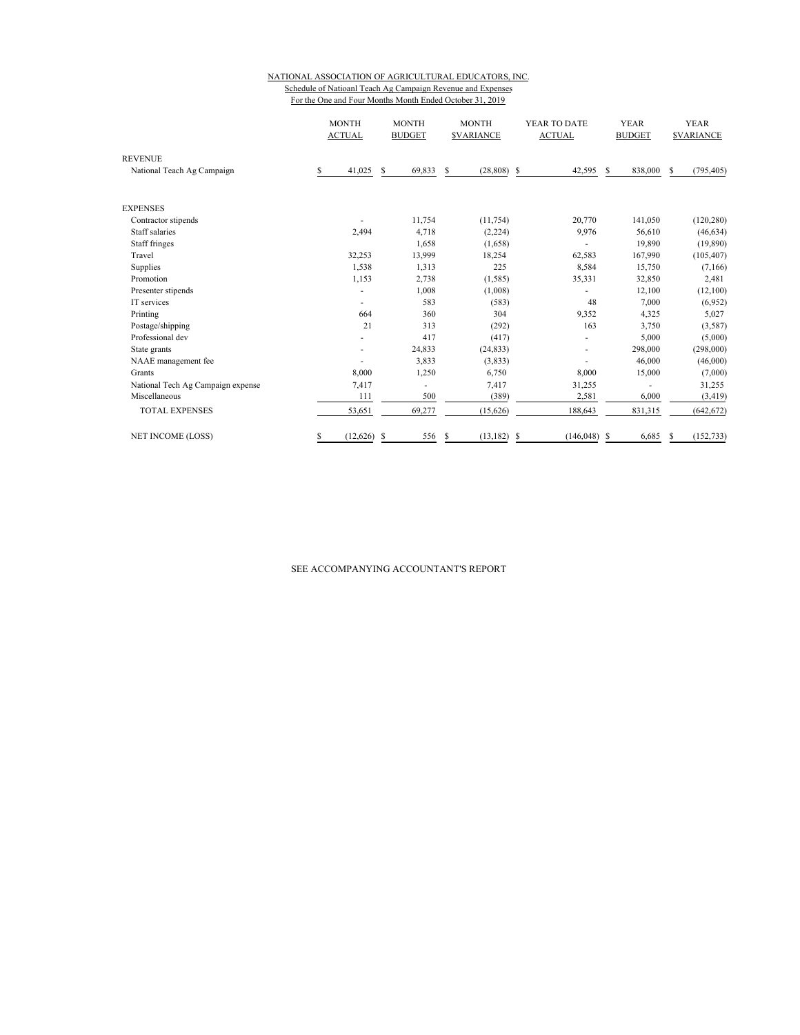NATIONAL ASSOCIATION OF AGRICULTURAL EDUCATORS, INC.

Schedule of Natioanl Teach Ag Campaign Revenue and Expenses

For the One and Four Months Month Ended October 31, 2019

| | MONTH ACTUAL | MONTH BUDGET | MONTH $VARIANCE | YEAR TO DATE ACTUAL | YEAR BUDGET | YEAR $VARIANCE |
|---|---|---|---|---|---|---|
| REVENUE | | | | | | |
| National Teach Ag Campaign | $ 41,025 | $ 69,833 | $ (28,808) | $ 42,595 | $ 838,000 | $ (795,405) |
| EXPENSES | | | | | | |
| Contractor stipends | - | 11,754 | (11,754) | 20,770 | 141,050 | (120,280) |
| Staff salaries | 2,494 | 4,718 | (2,224) | 9,976 | 56,610 | (46,634) |
| Staff fringes | | 1,658 | (1,658) | - | 19,890 | (19,890) |
| Travel | 32,253 | 13,999 | 18,254 | 62,583 | 167,990 | (105,407) |
| Supplies | 1,538 | 1,313 | 225 | 8,584 | 15,750 | (7,166) |
| Promotion | 1,153 | 2,738 | (1,585) | 35,331 | 32,850 | 2,481 |
| Presenter stipends | - | 1,008 | (1,008) | - | 12,100 | (12,100) |
| IT services | - | 583 | (583) | 48 | 7,000 | (6,952) |
| Printing | 664 | 360 | 304 | 9,352 | 4,325 | 5,027 |
| Postage/shipping | 21 | 313 | (292) | 163 | 3,750 | (3,587) |
| Professional dev | - | 417 | (417) | - | 5,000 | (5,000) |
| State grants | - | 24,833 | (24,833) | - | 298,000 | (298,000) |
| NAAE management fee | - | 3,833 | (3,833) | - | 46,000 | (46,000) |
| Grants | 8,000 | 1,250 | 6,750 | 8,000 | 15,000 | (7,000) |
| National Tech Ag Campaign expense | 7,417 | - | 7,417 | 31,255 | - | 31,255 |
| Miscellaneous | 111 | 500 | (389) | 2,581 | 6,000 | (3,419) |
| TOTAL EXPENSES | 53,651 | 69,277 | (15,626) | 188,643 | 831,315 | (642,672) |
| NET INCOME (LOSS) | $ (12,626) | $ 556 | $ (13,182) | $ (146,048) | $ 6,685 | $ (152,733) |

SEE ACCOMPANYING ACCOUNTANT'S REPORT